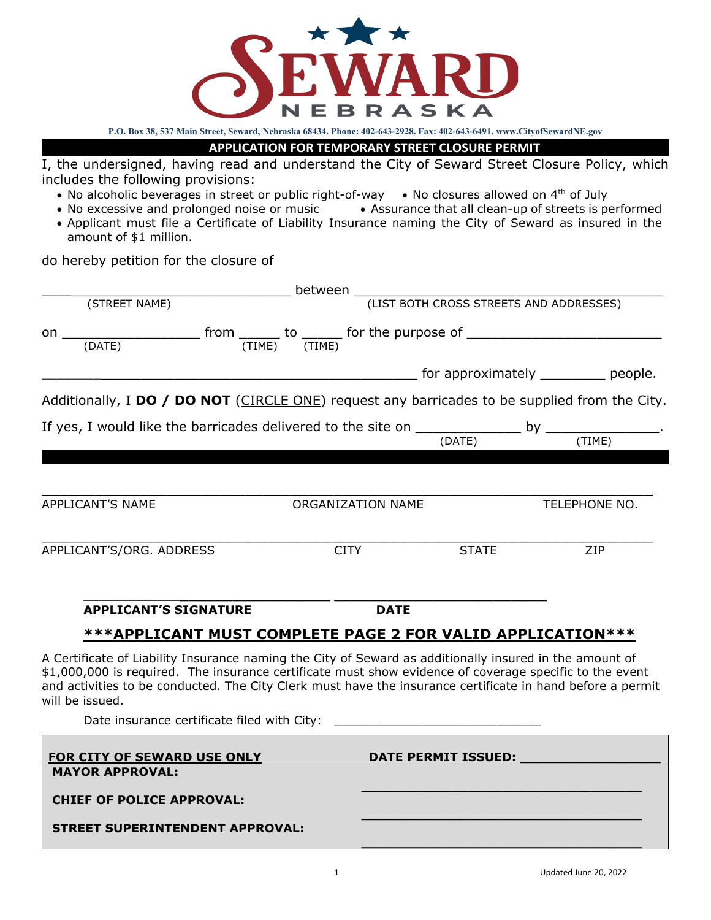# SEWARD NEBRASKA

P.O. Box 38, 537 Main Street, Seward, Nebraska 68434. Phone: 402-643-2928. Fax: 402-643-6491. www.CityofSewardNE.gov

## APPLICATION FOR TEMPORARY STREET CLOSURE PERMIT

I, the undersigned, having read and understand the City of Seward Street Closure Policy, which includes the following provisions:

- No alcoholic beverages in street or public right-of-way
- No closures allowed on 4th of July
- No excessive and prolonged noise or music
- Assurance that all clean-up of streets is performed
- Applicant must file a Certificate of Liability Insurance naming the City of Seward as insured in the amount of $1 million.

do hereby petition for the closure of

______________________________ between ______________________________
(STREET NAME) (LIST BOTH CROSS STREETS AND ADDRESSES)

on _________________ from ______ to ______ for the purpose of ________________________
(DATE) (TIME) (TIME)

______________________________________________ for approximately _________ people.

Additionally, I **DO / DO NOT** (CIRCLE ONE) request any barricades to be supplied from the City.

If yes, I would like the barricades delivered to the site on _____________ by ______________.
(DATE) (TIME)

______________________________________________________________________________

APPLICANT'S NAME ORGANIZATION NAME TELEPHONE NO.

______________________________________________________________________________

APPLICANT'S/ORG. ADDRESS CITY STATE ZIP

______________________________ ____________________________

**APPLICANT'S SIGNATURE** **DATE**

**\*\*\*APPLICANT MUST COMPLETE PAGE 2 FOR VALID APPLICATION\*\*\***

A Certificate of Liability Insurance naming the City of Seward as additionally insured in the amount of $1,000,000 is required. The insurance certificate must show evidence of coverage specific to the event and activities to be conducted. The City Clerk must have the insurance certificate in hand before a permit will be issued.

Date insurance certificate filed with City: ____________________________

| **FOR CITY OF SEWARD USE ONLY** | **DATE PERMIT ISSUED:** __________________ |
|---|---|
| **MAYOR APPROVAL:** | ____________________________________ |
| **CHIEF OF POLICE APPROVAL:** | ____________________________________ |
| **STREET SUPERINTENDENT APPROVAL:** | ____________________________________ |

Updated June 20, 2022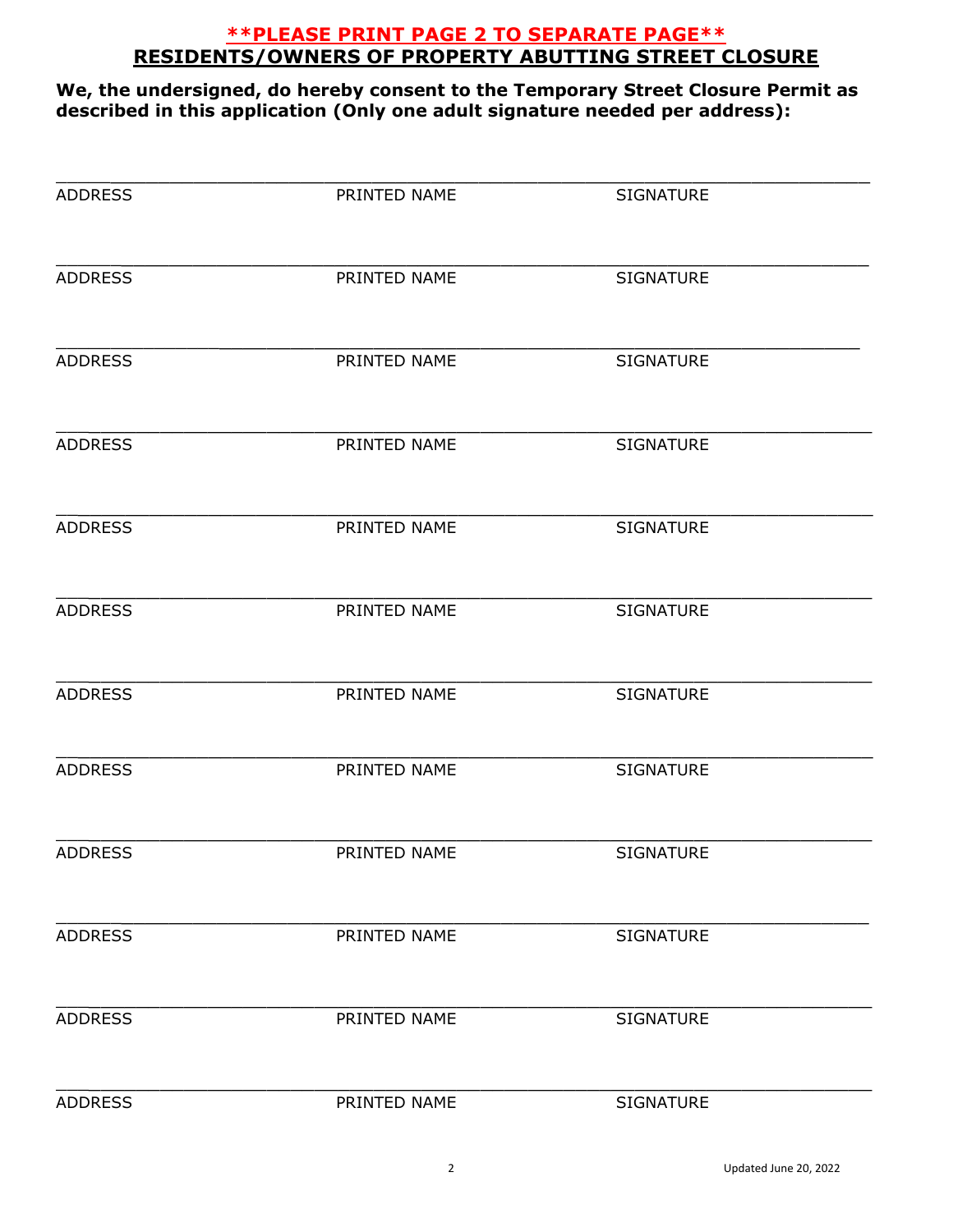**PLEASE PRINT PAGE 2 TO SEPARATE PAGE**

## RESIDENTS/OWNERS OF PROPERTY ABUTTING STREET CLOSURE

**We, the undersigned, do hereby consent to the Temporary Street Closure Permit as described in this application (Only one adult signature needed per address):**

| | | |
|---|---|---|
| ADDRESS | PRINTED NAME | SIGNATURE |
| ADDRESS | PRINTED NAME | SIGNATURE |
| ADDRESS | PRINTED NAME | SIGNATURE |
| ADDRESS | PRINTED NAME | SIGNATURE |
| ADDRESS | PRINTED NAME | SIGNATURE |
| ADDRESS | PRINTED NAME | SIGNATURE |
| ADDRESS | PRINTED NAME | SIGNATURE |
| ADDRESS | PRINTED NAME | SIGNATURE |
| ADDRESS | PRINTED NAME | SIGNATURE |
| ADDRESS | PRINTED NAME | SIGNATURE |
| ADDRESS | PRINTED NAME | SIGNATURE |
| ADDRESS | PRINTED NAME | SIGNATURE |

Updated June 20, 2022